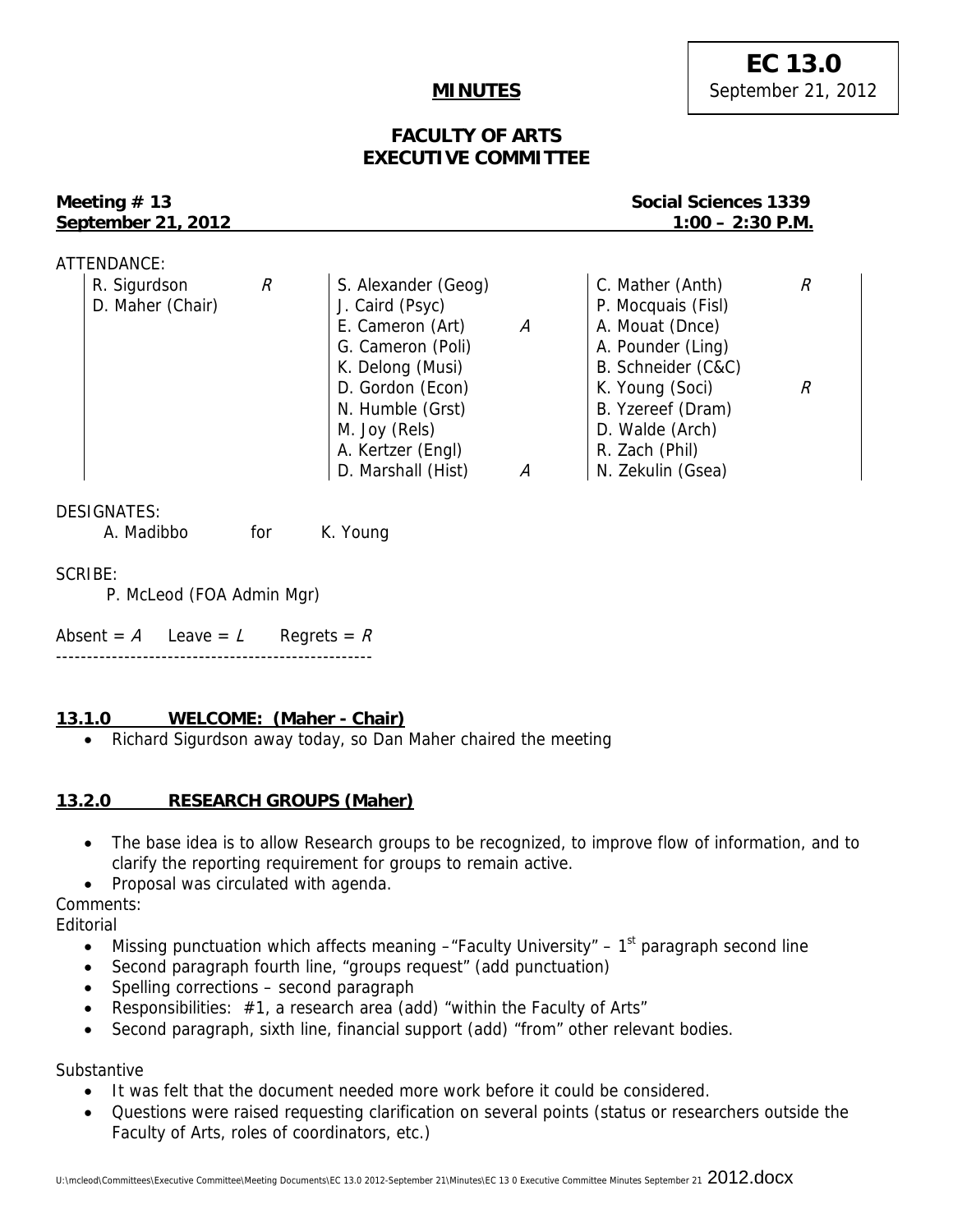**EC 13.0**
September 21, 2012

**MINUTES**

# FACULTY OF ARTS EXECUTIVE COMMITTEE

**Meeting # 13** — **Social Sciences 1339**
**September 21, 2012** — **1:00 – 2:30 P.M.**

ATTENDANCE:

| | | | | | |
|---|---|---|---|---|---|
| R. Sigurdson | *R* | S. Alexander (Geog) | | C. Mather (Anth) | *R* |
| D. Maher (Chair) | | J. Caird (Psyc) | | P. Mocquais (Fisl) | |
| | | E. Cameron (Art) | *A* | A. Mouat (Dnce) | |
| | | G. Cameron (Poli) | | A. Pounder (Ling) | |
| | | K. Delong (Musi) | | B. Schneider (C&C) | |
| | | D. Gordon (Econ) | | K. Young (Soci) | *R* |
| | | N. Humble (Grst) | | B. Yzereef (Dram) | |
| | | M. Joy (Rels) | | D. Walde (Arch) | |
| | | A. Kertzer (Engl) | | R. Zach (Phil) | |
| | | D. Marshall (Hist) | *A* | N. Zekulin (Gsea) | |

DESIGNATES:
A. Madibbo for K. Young

SCRIBE:
P. McLeod (FOA Admin Mgr)

Absent = *A* Leave = *L* Regrets = *R*

---

## 13.1.0 WELCOME: (Maher - Chair)

- Richard Sigurdson away today, so Dan Maher chaired the meeting

## 13.2.0 RESEARCH GROUPS (Maher)

- The base idea is to allow Research groups to be recognized, to improve flow of information, and to clarify the reporting requirement for groups to remain active.
- Proposal was circulated with agenda.

Comments:

Editorial

- Missing punctuation which affects meaning –"Faculty University" – 1st paragraph second line
- Second paragraph fourth line, "groups request" (add punctuation)
- Spelling corrections – second paragraph
- Responsibilities: #1, a research area (add) "within the Faculty of Arts"
- Second paragraph, sixth line, financial support (add) "from" other relevant bodies.

Substantive

- It was felt that the document needed more work before it could be considered.
- Questions were raised requesting clarification on several points (status or researchers outside the Faculty of Arts, roles of coordinators, etc.)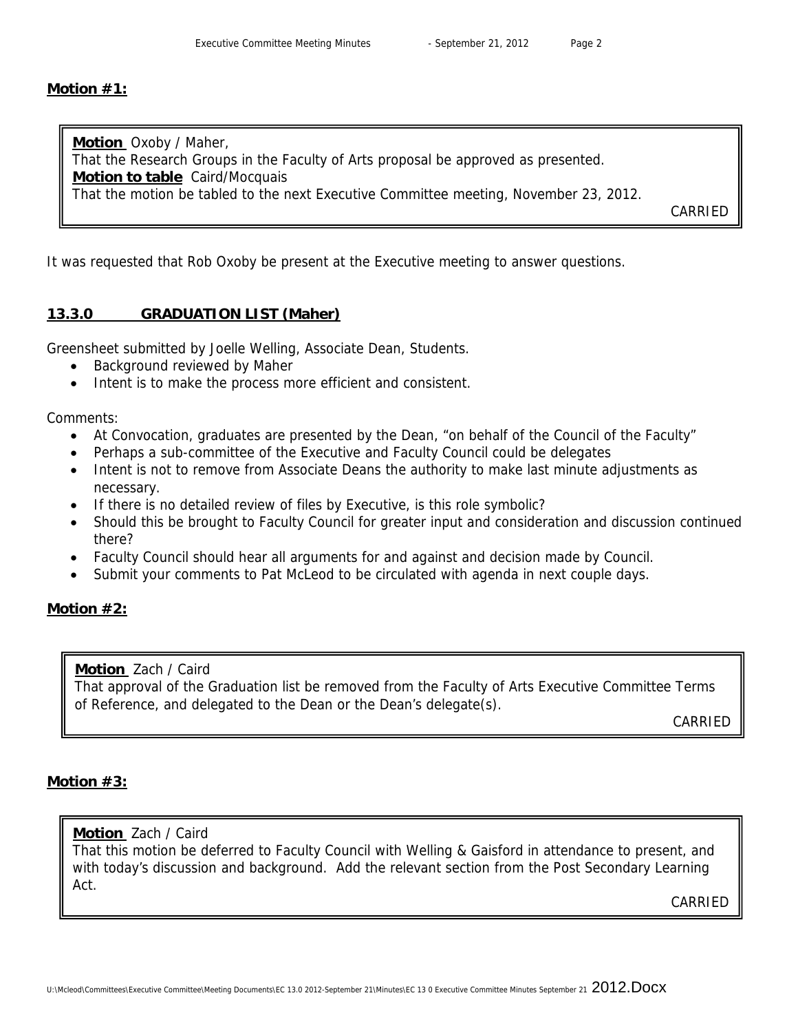**Motion #1:**

> **Motion** Oxoby / Maher,
> That the Research Groups in the Faculty of Arts proposal be approved as presented.
> **Motion to table** Caird/Mocquais
> That the motion be tabled to the next Executive Committee meeting, November 23, 2012.
>
> CARRIED

It was requested that Rob Oxoby be present at the Executive meeting to answer questions.

## 13.3.0 GRADUATION LIST (Maher)

Greensheet submitted by Joelle Welling, Associate Dean, Students.

- Background reviewed by Maher
- Intent is to make the process more efficient and consistent.

Comments:

- At Convocation, graduates are presented by the Dean, "on behalf of the Council of the Faculty"
- Perhaps a sub-committee of the Executive and Faculty Council could be delegates
- Intent is not to remove from Associate Deans the authority to make last minute adjustments as necessary.
- If there is no detailed review of files by Executive, is this role symbolic?
- Should this be brought to Faculty Council for greater input and consideration and discussion continued there?
- Faculty Council should hear all arguments for and against and decision made by Council.
- Submit your comments to Pat McLeod to be circulated with agenda in next couple days.

**Motion #2:**

> **Motion** Zach / Caird
> That approval of the Graduation list be removed from the Faculty of Arts Executive Committee Terms of Reference, and delegated to the Dean or the Dean's delegate(s).
>
> CARRIED

**Motion #3:**

> **Motion** Zach / Caird
> That this motion be deferred to Faculty Council with Welling & Gaisford in attendance to present, and with today's discussion and background. Add the relevant section from the Post Secondary Learning Act.
>
> CARRIED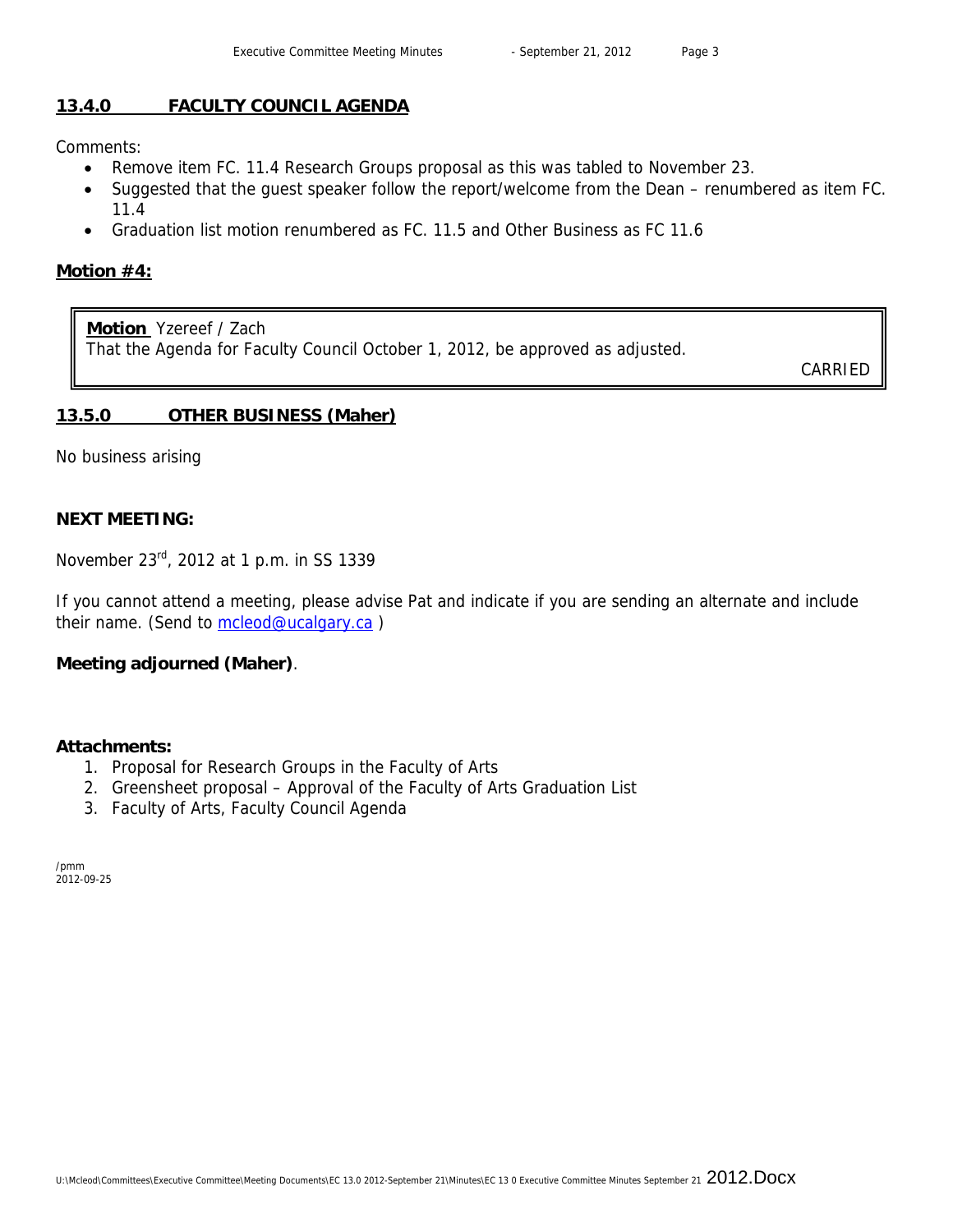## 13.4.0 FACULTY COUNCIL AGENDA

Comments:

- Remove item FC. 11.4 Research Groups proposal as this was tabled to November 23.
- Suggested that the guest speaker follow the report/welcome from the Dean – renumbered as item FC. 11.4
- Graduation list motion renumbered as FC. 11.5 and Other Business as FC 11.6

**Motion #4:**

> **Motion** Yzereef / Zach
> That the Agenda for Faculty Council October 1, 2012, be approved as adjusted.
>
> CARRIED

## 13.5.0 OTHER BUSINESS (Maher)

No business arising

**NEXT MEETING:**

November 23rd, 2012 at 1 p.m. in SS 1339

If you cannot attend a meeting, please advise Pat and indicate if you are sending an alternate and include their name. (Send to mcleod@ucalgary.ca )

**Meeting adjourned (Maher)**.

**Attachments:**

1. Proposal for Research Groups in the Faculty of Arts
2. Greensheet proposal – Approval of the Faculty of Arts Graduation List
3. Faculty of Arts, Faculty Council Agenda

/pmm
2012-09-25

U:\Mcleod\Committees\Executive Committee\Meeting Documents\EC 13.0 2012-September 21\Minutes\EC 13 0 Executive Committee Minutes September 21 2012.Docx